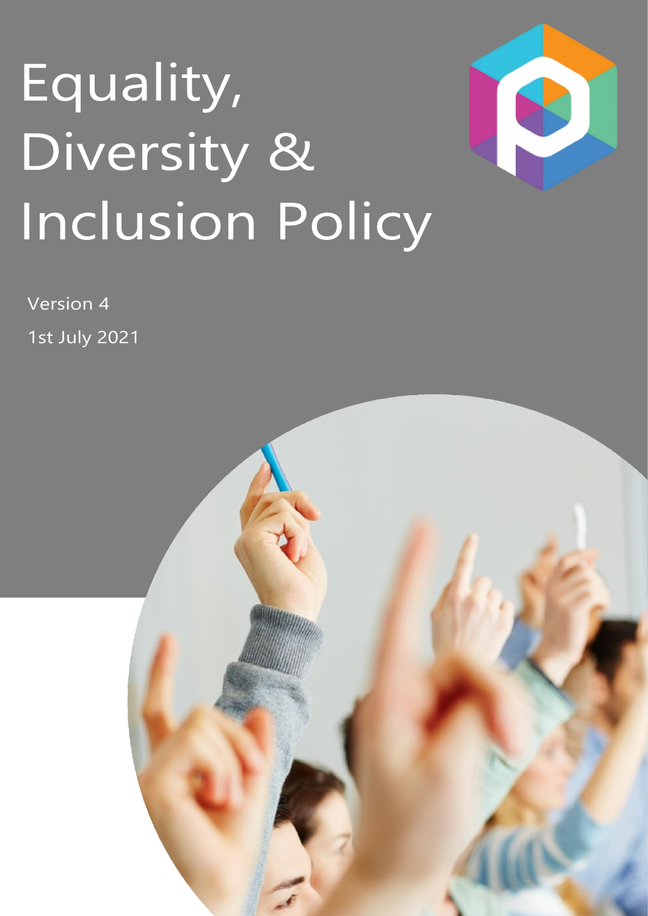# Equality, Diversity & Inclusion Policy

Version 4

1st July 2021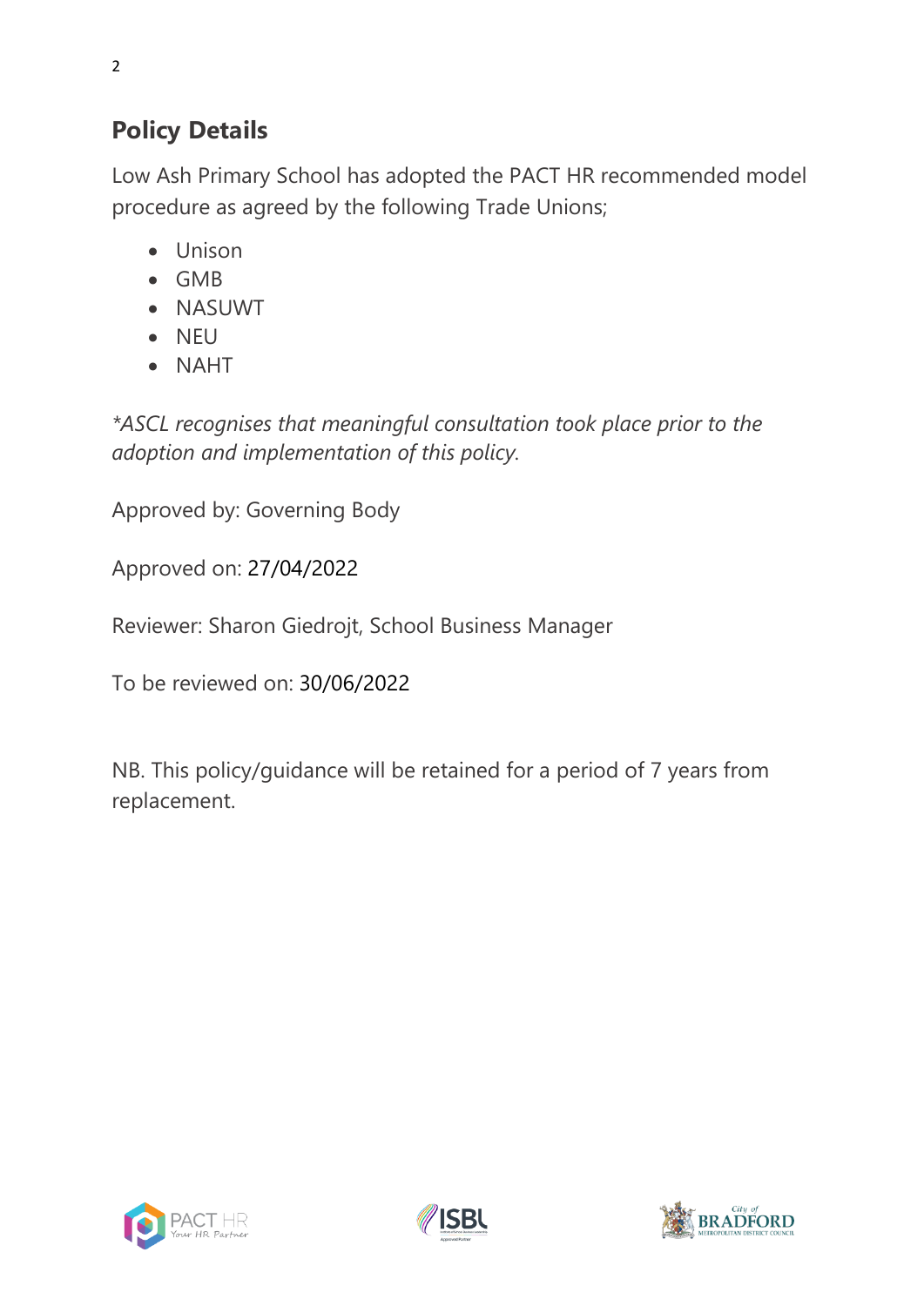## Policy Details

Low Ash Primary School has adopted the PACT HR recommended model procedure as agreed by the following Trade Unions;

- Unison
- GMB
- NASUWT
- NEU
- NAHT

*\*ASCL recognises that meaningful consultation took place prior to the adoption and implementation of this policy.*

Approved by: Governing Body

Approved on: 27/04/2022

Reviewer: Sharon Giedrojt, School Business Manager

To be reviewed on: 30/06/2022

NB. This policy/guidance will be retained for a period of 7 years from replacement.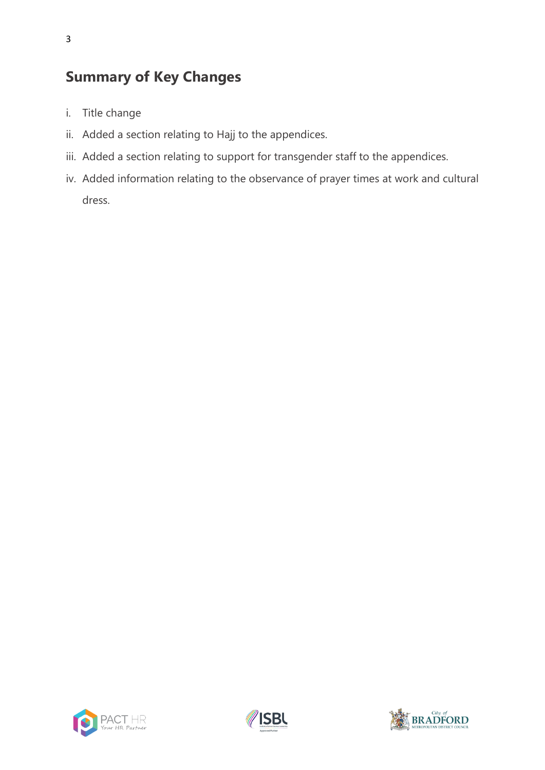## Summary of Key Changes

i. Title change

ii. Added a section relating to Hajj to the appendices.

iii. Added a section relating to support for transgender staff to the appendices.

iv. Added information relating to the observance of prayer times at work and cultural dress.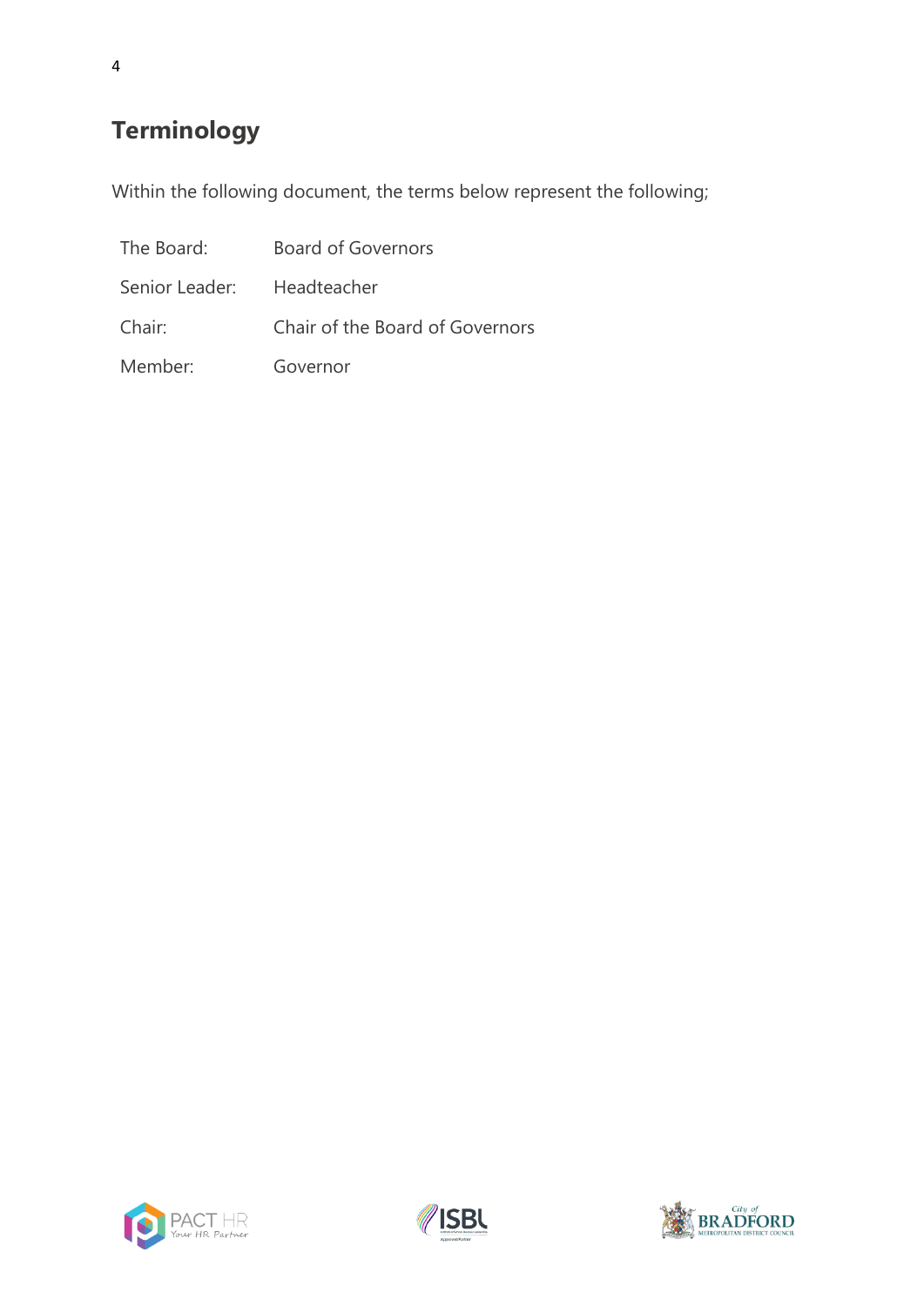## Terminology

Within the following document, the terms below represent the following;

| | |
|---|---|
| The Board: | Board of Governors |
| Senior Leader: | Headteacher |
| Chair: | Chair of the Board of Governors |
| Member: | Governor |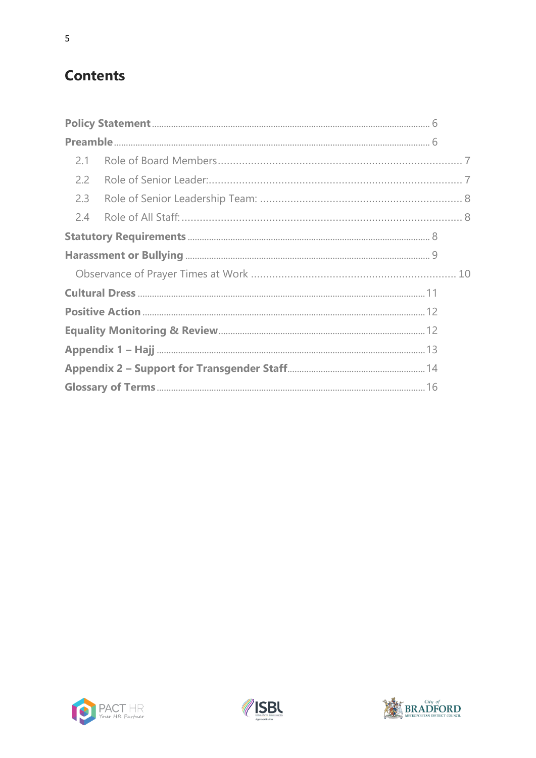# Contents

- **Policy Statement** ........ 6
- **Preamble** ........ 6
  - 2.1 Role of Board Members ........ 7
  - 2.2 Role of Senior Leader: ........ 7
  - 2.3 Role of Senior Leadership Team: ........ 8
  - 2.4 Role of All Staff: ........ 8
- **Statutory Requirements** ........ 8
- **Harassment or Bullying** ........ 9
  - Observance of Prayer Times at Work ........ 10
- **Cultural Dress** ........ 11
- **Positive Action** ........ 12
- **Equality Monitoring & Review** ........ 12
- **Appendix 1 – Hajj** ........ 13
- **Appendix 2 – Support for Transgender Staff** ........ 14
- **Glossary of Terms** ........ 16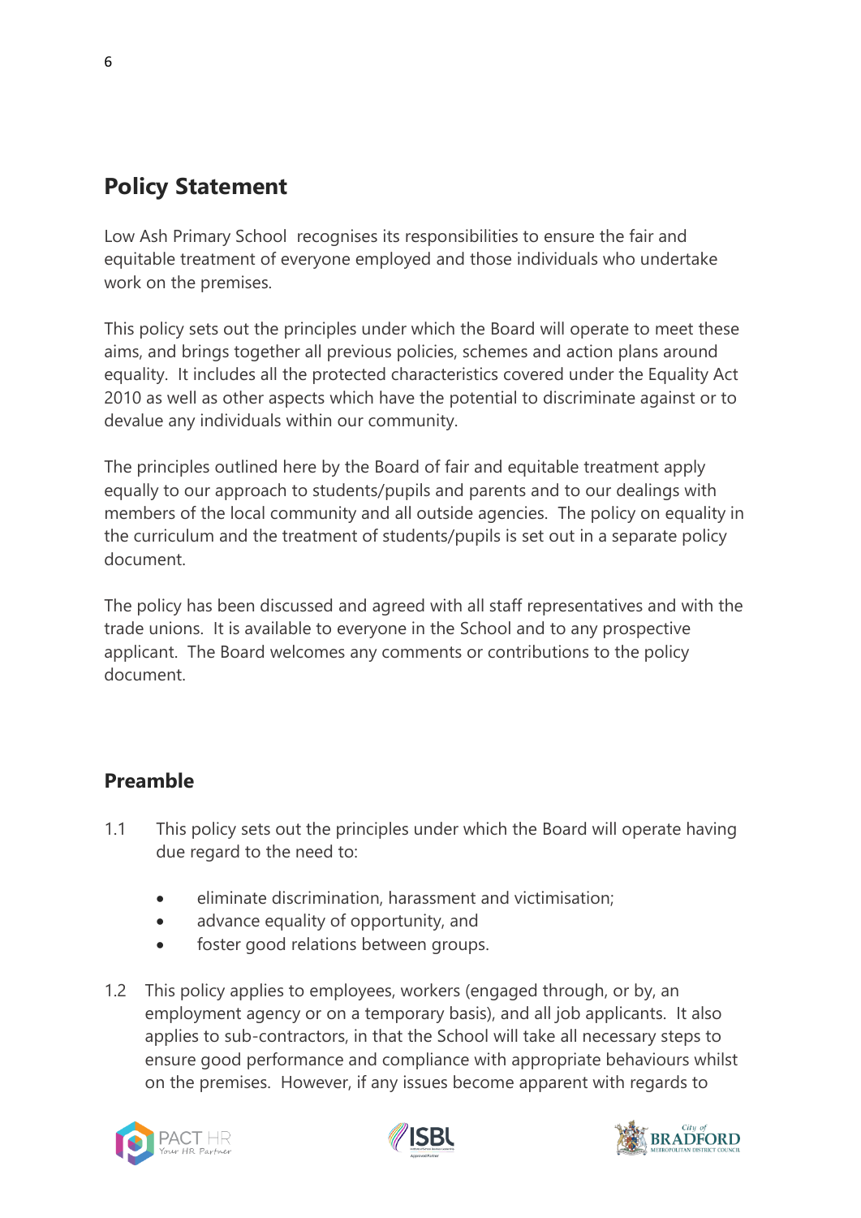## Policy Statement

Low Ash Primary School recognises its responsibilities to ensure the fair and equitable treatment of everyone employed and those individuals who undertake work on the premises.

This policy sets out the principles under which the Board will operate to meet these aims, and brings together all previous policies, schemes and action plans around equality. It includes all the protected characteristics covered under the Equality Act 2010 as well as other aspects which have the potential to discriminate against or to devalue any individuals within our community.

The principles outlined here by the Board of fair and equitable treatment apply equally to our approach to students/pupils and parents and to our dealings with members of the local community and all outside agencies. The policy on equality in the curriculum and the treatment of students/pupils is set out in a separate policy document.

The policy has been discussed and agreed with all staff representatives and with the trade unions. It is available to everyone in the School and to any prospective applicant. The Board welcomes any comments or contributions to the policy document.

## Preamble

1.1 This policy sets out the principles under which the Board will operate having due regard to the need to:

- eliminate discrimination, harassment and victimisation;
- advance equality of opportunity, and
- foster good relations between groups.

1.2 This policy applies to employees, workers (engaged through, or by, an employment agency or on a temporary basis), and all job applicants. It also applies to sub-contractors, in that the School will take all necessary steps to ensure good performance and compliance with appropriate behaviours whilst on the premises. However, if any issues become apparent with regards to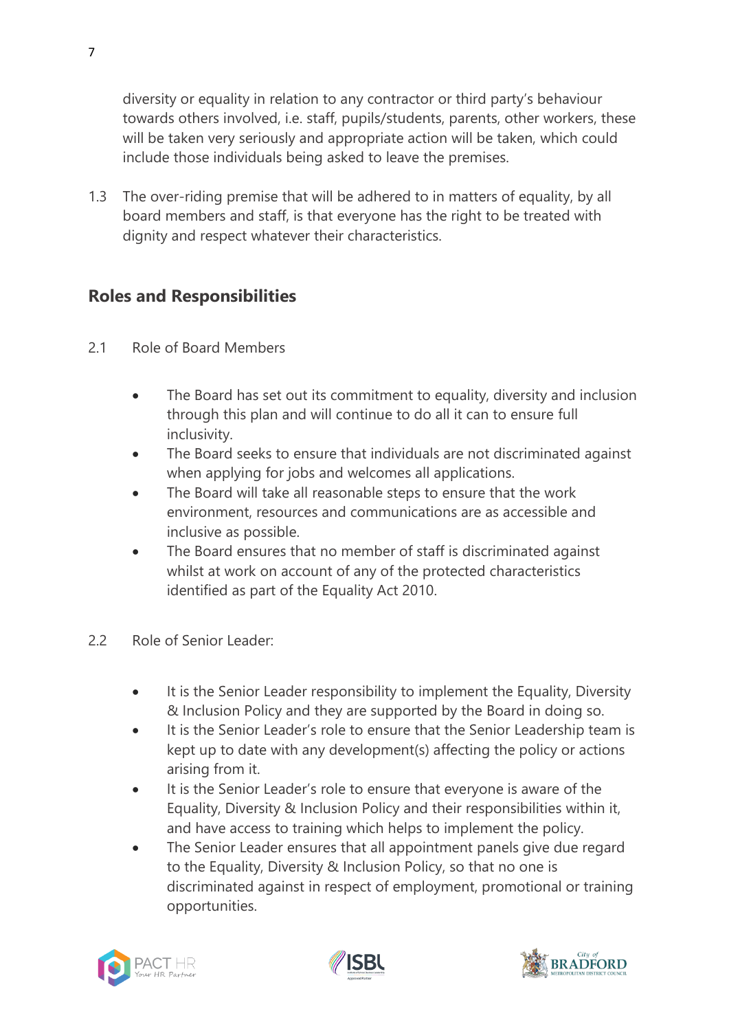diversity or equality in relation to any contractor or third party's behaviour towards others involved, i.e. staff, pupils/students, parents, other workers, these will be taken very seriously and appropriate action will be taken, which could include those individuals being asked to leave the premises.

1.3 The over-riding premise that will be adhered to in matters of equality, by all board members and staff, is that everyone has the right to be treated with dignity and respect whatever their characteristics.

## Roles and Responsibilities

2.1 Role of Board Members

- The Board has set out its commitment to equality, diversity and inclusion through this plan and will continue to do all it can to ensure full inclusivity.
- The Board seeks to ensure that individuals are not discriminated against when applying for jobs and welcomes all applications.
- The Board will take all reasonable steps to ensure that the work environment, resources and communications are as accessible and inclusive as possible.
- The Board ensures that no member of staff is discriminated against whilst at work on account of any of the protected characteristics identified as part of the Equality Act 2010.

2.2 Role of Senior Leader:

- It is the Senior Leader responsibility to implement the Equality, Diversity & Inclusion Policy and they are supported by the Board in doing so.
- It is the Senior Leader's role to ensure that the Senior Leadership team is kept up to date with any development(s) affecting the policy or actions arising from it.
- It is the Senior Leader's role to ensure that everyone is aware of the Equality, Diversity & Inclusion Policy and their responsibilities within it, and have access to training which helps to implement the policy.
- The Senior Leader ensures that all appointment panels give due regard to the Equality, Diversity & Inclusion Policy, so that no one is discriminated against in respect of employment, promotional or training opportunities.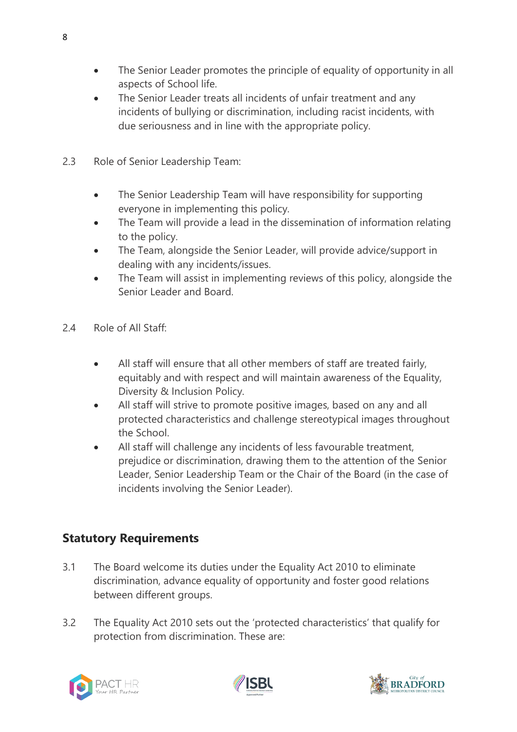- The Senior Leader promotes the principle of equality of opportunity in all aspects of School life.
- The Senior Leader treats all incidents of unfair treatment and any incidents of bullying or discrimination, including racist incidents, with due seriousness and in line with the appropriate policy.

2.3 Role of Senior Leadership Team:

- The Senior Leadership Team will have responsibility for supporting everyone in implementing this policy.
- The Team will provide a lead in the dissemination of information relating to the policy.
- The Team, alongside the Senior Leader, will provide advice/support in dealing with any incidents/issues.
- The Team will assist in implementing reviews of this policy, alongside the Senior Leader and Board.

2.4 Role of All Staff:

- All staff will ensure that all other members of staff are treated fairly, equitably and with respect and will maintain awareness of the Equality, Diversity & Inclusion Policy.
- All staff will strive to promote positive images, based on any and all protected characteristics and challenge stereotypical images throughout the School.
- All staff will challenge any incidents of less favourable treatment, prejudice or discrimination, drawing them to the attention of the Senior Leader, Senior Leadership Team or the Chair of the Board (in the case of incidents involving the Senior Leader).

## Statutory Requirements

3.1 The Board welcome its duties under the Equality Act 2010 to eliminate discrimination, advance equality of opportunity and foster good relations between different groups.

3.2 The Equality Act 2010 sets out the 'protected characteristics' that qualify for protection from discrimination. These are: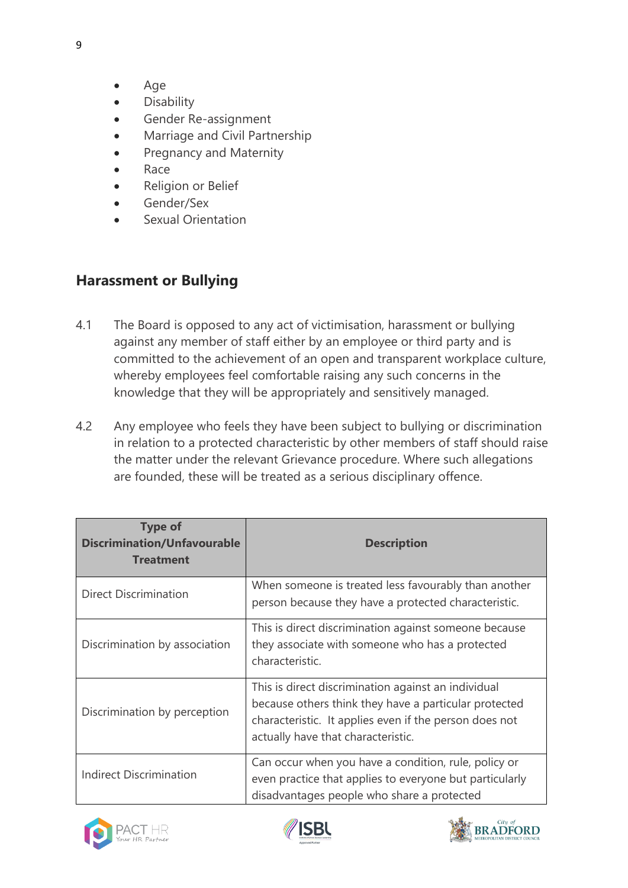- Age
- Disability
- Gender Re-assignment
- Marriage and Civil Partnership
- Pregnancy and Maternity
- Race
- Religion or Belief
- Gender/Sex
- Sexual Orientation

## Harassment or Bullying

4.1 The Board is opposed to any act of victimisation, harassment or bullying against any member of staff either by an employee or third party and is committed to the achievement of an open and transparent workplace culture, whereby employees feel comfortable raising any such concerns in the knowledge that they will be appropriately and sensitively managed.

4.2 Any employee who feels they have been subject to bullying or discrimination in relation to a protected characteristic by other members of staff should raise the matter under the relevant Grievance procedure. Where such allegations are founded, these will be treated as a serious disciplinary offence.

| Type of Discrimination/Unfavourable Treatment | Description |
|---|---|
| Direct Discrimination | When someone is treated less favourably than another person because they have a protected characteristic. |
| Discrimination by association | This is direct discrimination against someone because they associate with someone who has a protected characteristic. |
| Discrimination by perception | This is direct discrimination against an individual because others think they have a particular protected characteristic. It applies even if the person does not actually have that characteristic. |
| Indirect Discrimination | Can occur when you have a condition, rule, policy or even practice that applies to everyone but particularly disadvantages people who share a protected |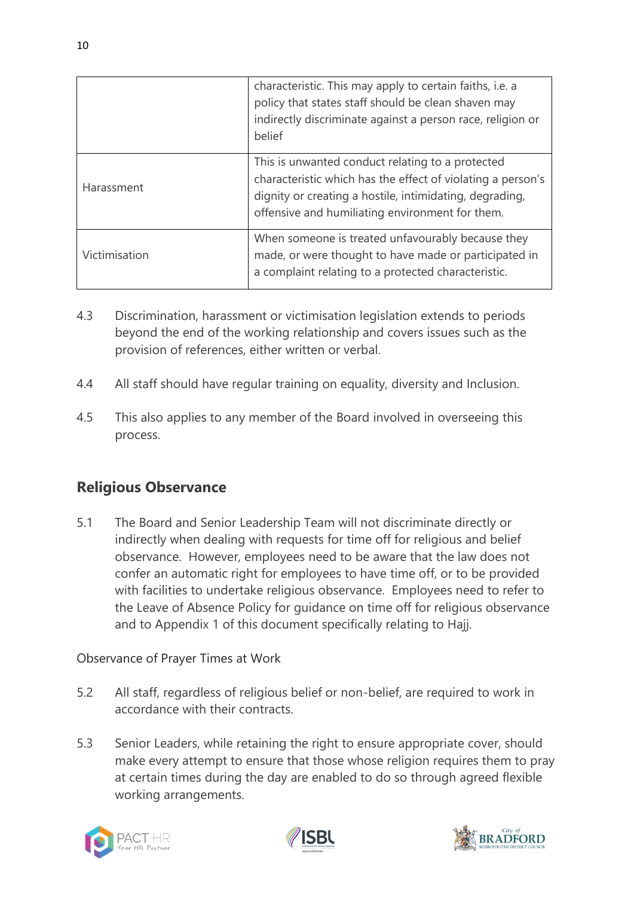| | |
|---|---|
| | characteristic. This may apply to certain faiths, i.e. a policy that states staff should be clean shaven may indirectly discriminate against a person race, religion or belief |
| Harassment | This is unwanted conduct relating to a protected characteristic which has the effect of violating a person's dignity or creating a hostile, intimidating, degrading, offensive and humiliating environment for them. |
| Victimisation | When someone is treated unfavourably because they made, or were thought to have made or participated in a complaint relating to a protected characteristic. |

4.3 Discrimination, harassment or victimisation legislation extends to periods beyond the end of the working relationship and covers issues such as the provision of references, either written or verbal.

4.4 All staff should have regular training on equality, diversity and Inclusion.

4.5 This also applies to any member of the Board involved in overseeing this process.

## Religious Observance

5.1 The Board and Senior Leadership Team will not discriminate directly or indirectly when dealing with requests for time off for religious and belief observance. However, employees need to be aware that the law does not confer an automatic right for employees to have time off, or to be provided with facilities to undertake religious observance. Employees need to refer to the Leave of Absence Policy for guidance on time off for religious observance and to Appendix 1 of this document specifically relating to Hajj.

Observance of Prayer Times at Work

5.2 All staff, regardless of religious belief or non-belief, are required to work in accordance with their contracts.

5.3 Senior Leaders, while retaining the right to ensure appropriate cover, should make every attempt to ensure that those whose religion requires them to pray at certain times during the day are enabled to do so through agreed flexible working arrangements.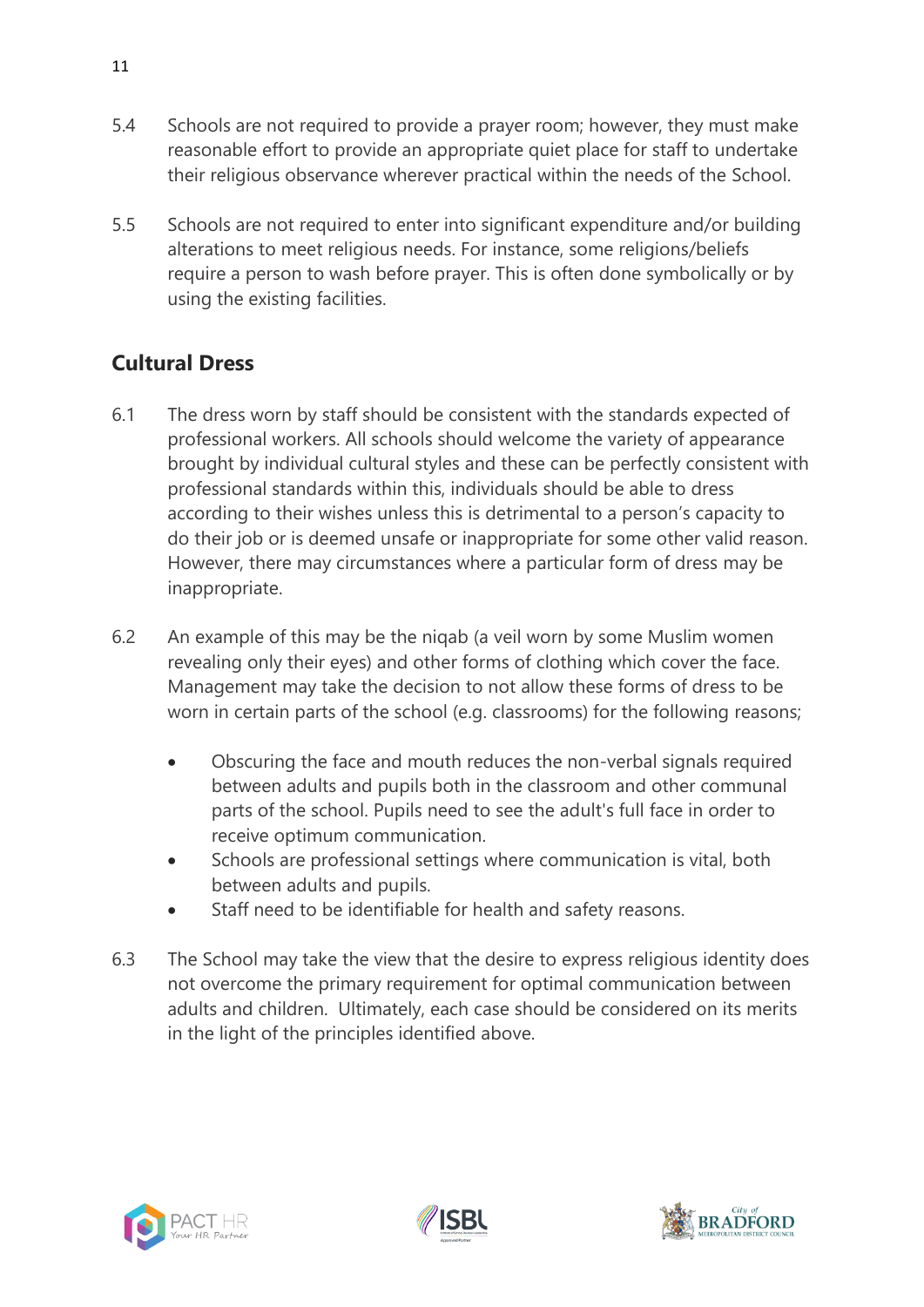5.4 Schools are not required to provide a prayer room; however, they must make reasonable effort to provide an appropriate quiet place for staff to undertake their religious observance wherever practical within the needs of the School.

5.5 Schools are not required to enter into significant expenditure and/or building alterations to meet religious needs. For instance, some religions/beliefs require a person to wash before prayer. This is often done symbolically or by using the existing facilities.

## Cultural Dress

6.1 The dress worn by staff should be consistent with the standards expected of professional workers. All schools should welcome the variety of appearance brought by individual cultural styles and these can be perfectly consistent with professional standards within this, individuals should be able to dress according to their wishes unless this is detrimental to a person's capacity to do their job or is deemed unsafe or inappropriate for some other valid reason. However, there may circumstances where a particular form of dress may be inappropriate.

6.2 An example of this may be the niqab (a veil worn by some Muslim women revealing only their eyes) and other forms of clothing which cover the face. Management may take the decision to not allow these forms of dress to be worn in certain parts of the school (e.g. classrooms) for the following reasons;

- Obscuring the face and mouth reduces the non-verbal signals required between adults and pupils both in the classroom and other communal parts of the school. Pupils need to see the adult's full face in order to receive optimum communication.
- Schools are professional settings where communication is vital, both between adults and pupils.
- Staff need to be identifiable for health and safety reasons.

6.3 The School may take the view that the desire to express religious identity does not overcome the primary requirement for optimal communication between adults and children. Ultimately, each case should be considered on its merits in the light of the principles identified above.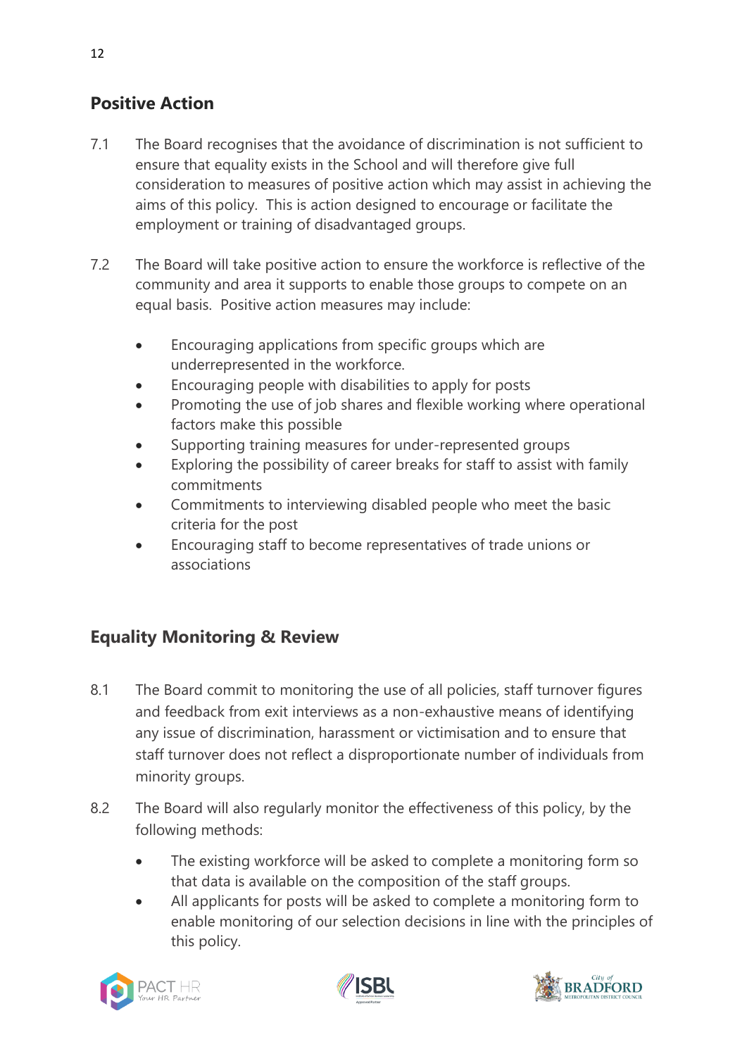## Positive Action

7.1 The Board recognises that the avoidance of discrimination is not sufficient to ensure that equality exists in the School and will therefore give full consideration to measures of positive action which may assist in achieving the aims of this policy. This is action designed to encourage or facilitate the employment or training of disadvantaged groups.

7.2 The Board will take positive action to ensure the workforce is reflective of the community and area it supports to enable those groups to compete on an equal basis. Positive action measures may include:

- Encouraging applications from specific groups which are underrepresented in the workforce.
- Encouraging people with disabilities to apply for posts
- Promoting the use of job shares and flexible working where operational factors make this possible
- Supporting training measures for under-represented groups
- Exploring the possibility of career breaks for staff to assist with family commitments
- Commitments to interviewing disabled people who meet the basic criteria for the post
- Encouraging staff to become representatives of trade unions or associations

## Equality Monitoring & Review

8.1 The Board commit to monitoring the use of all policies, staff turnover figures and feedback from exit interviews as a non-exhaustive means of identifying any issue of discrimination, harassment or victimisation and to ensure that staff turnover does not reflect a disproportionate number of individuals from minority groups.

8.2 The Board will also regularly monitor the effectiveness of this policy, by the following methods:

- The existing workforce will be asked to complete a monitoring form so that data is available on the composition of the staff groups.
- All applicants for posts will be asked to complete a monitoring form to enable monitoring of our selection decisions in line with the principles of this policy.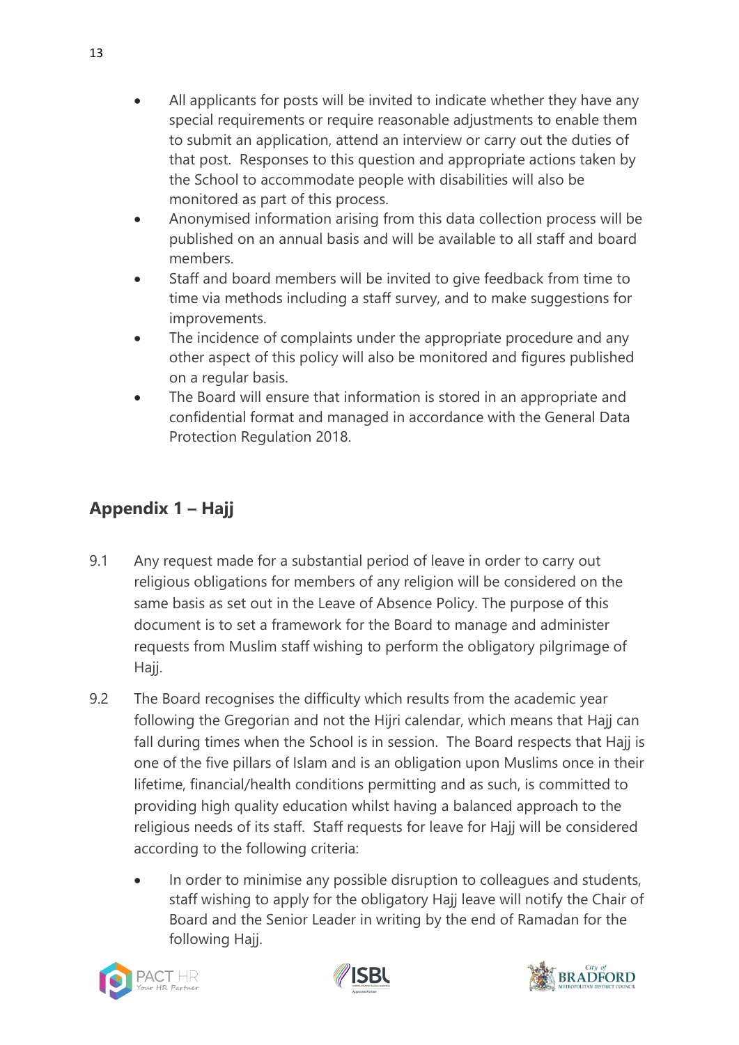- All applicants for posts will be invited to indicate whether they have any special requirements or require reasonable adjustments to enable them to submit an application, attend an interview or carry out the duties of that post. Responses to this question and appropriate actions taken by the School to accommodate people with disabilities will also be monitored as part of this process.
- Anonymised information arising from this data collection process will be published on an annual basis and will be available to all staff and board members.
- Staff and board members will be invited to give feedback from time to time via methods including a staff survey, and to make suggestions for improvements.
- The incidence of complaints under the appropriate procedure and any other aspect of this policy will also be monitored and figures published on a regular basis.
- The Board will ensure that information is stored in an appropriate and confidential format and managed in accordance with the General Data Protection Regulation 2018.

## Appendix 1 – Hajj

9.1 Any request made for a substantial period of leave in order to carry out religious obligations for members of any religion will be considered on the same basis as set out in the Leave of Absence Policy. The purpose of this document is to set a framework for the Board to manage and administer requests from Muslim staff wishing to perform the obligatory pilgrimage of Hajj.

9.2 The Board recognises the difficulty which results from the academic year following the Gregorian and not the Hijri calendar, which means that Hajj can fall during times when the School is in session. The Board respects that Hajj is one of the five pillars of Islam and is an obligation upon Muslims once in their lifetime, financial/health conditions permitting and as such, is committed to providing high quality education whilst having a balanced approach to the religious needs of its staff. Staff requests for leave for Hajj will be considered according to the following criteria:

- In order to minimise any possible disruption to colleagues and students, staff wishing to apply for the obligatory Hajj leave will notify the Chair of Board and the Senior Leader in writing by the end of Ramadan for the following Hajj.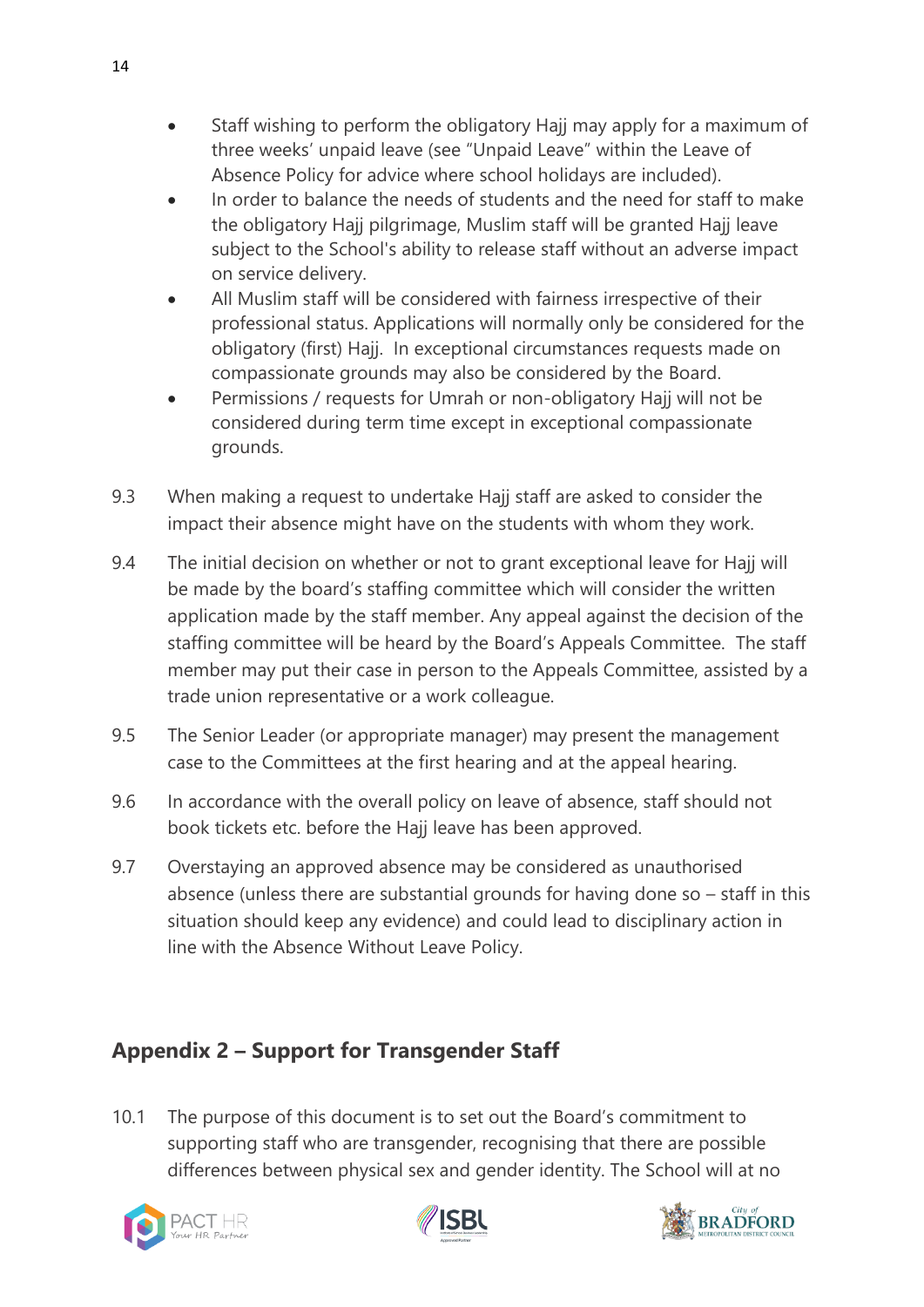- Staff wishing to perform the obligatory Hajj may apply for a maximum of three weeks' unpaid leave (see "Unpaid Leave" within the Leave of Absence Policy for advice where school holidays are included).
- In order to balance the needs of students and the need for staff to make the obligatory Hajj pilgrimage, Muslim staff will be granted Hajj leave subject to the School's ability to release staff without an adverse impact on service delivery.
- All Muslim staff will be considered with fairness irrespective of their professional status. Applications will normally only be considered for the obligatory (first) Hajj. In exceptional circumstances requests made on compassionate grounds may also be considered by the Board.
- Permissions / requests for Umrah or non-obligatory Hajj will not be considered during term time except in exceptional compassionate grounds.

9.3 When making a request to undertake Hajj staff are asked to consider the impact their absence might have on the students with whom they work.

9.4 The initial decision on whether or not to grant exceptional leave for Hajj will be made by the board's staffing committee which will consider the written application made by the staff member. Any appeal against the decision of the staffing committee will be heard by the Board's Appeals Committee. The staff member may put their case in person to the Appeals Committee, assisted by a trade union representative or a work colleague.

9.5 The Senior Leader (or appropriate manager) may present the management case to the Committees at the first hearing and at the appeal hearing.

9.6 In accordance with the overall policy on leave of absence, staff should not book tickets etc. before the Hajj leave has been approved.

9.7 Overstaying an approved absence may be considered as unauthorised absence (unless there are substantial grounds for having done so – staff in this situation should keep any evidence) and could lead to disciplinary action in line with the Absence Without Leave Policy.

## Appendix 2 – Support for Transgender Staff

10.1 The purpose of this document is to set out the Board's commitment to supporting staff who are transgender, recognising that there are possible differences between physical sex and gender identity. The School will at no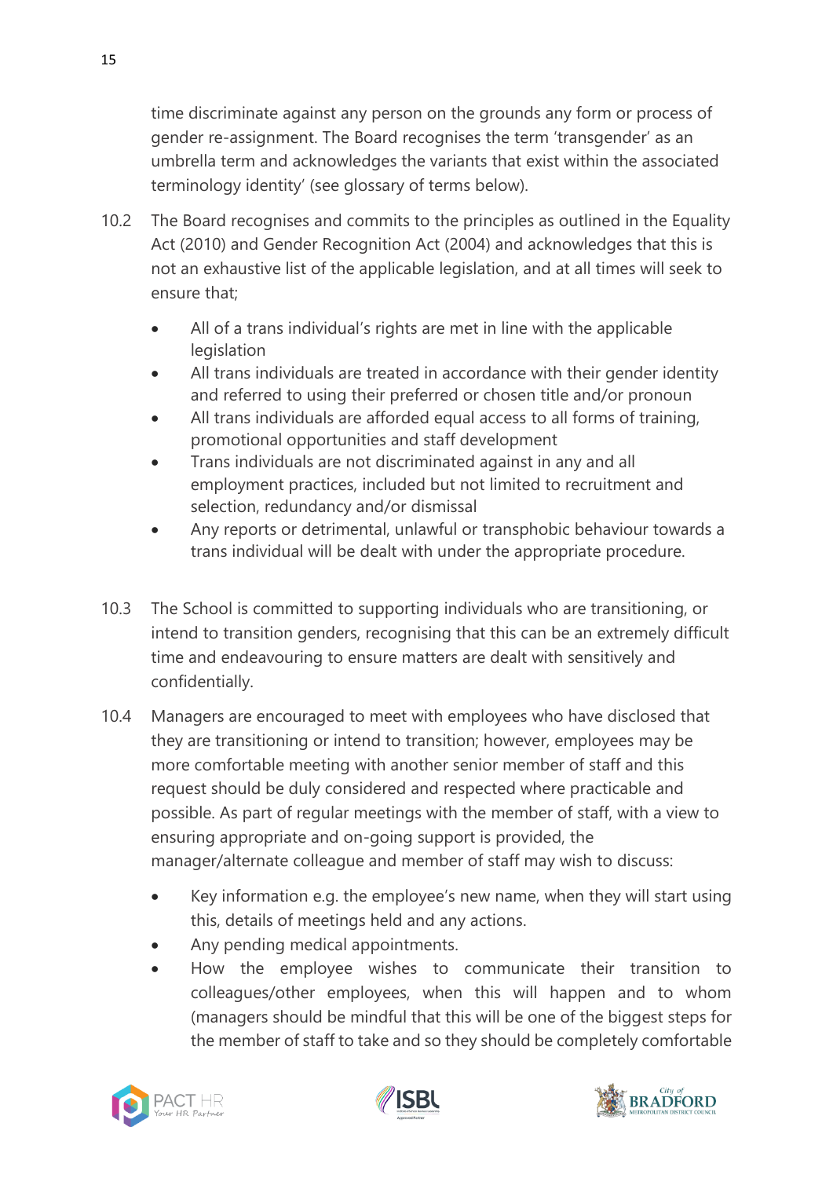time discriminate against any person on the grounds any form or process of gender re-assignment. The Board recognises the term 'transgender' as an umbrella term and acknowledges the variants that exist within the associated terminology identity' (see glossary of terms below).

10.2 The Board recognises and commits to the principles as outlined in the Equality Act (2010) and Gender Recognition Act (2004) and acknowledges that this is not an exhaustive list of the applicable legislation, and at all times will seek to ensure that;

- All of a trans individual's rights are met in line with the applicable legislation
- All trans individuals are treated in accordance with their gender identity and referred to using their preferred or chosen title and/or pronoun
- All trans individuals are afforded equal access to all forms of training, promotional opportunities and staff development
- Trans individuals are not discriminated against in any and all employment practices, included but not limited to recruitment and selection, redundancy and/or dismissal
- Any reports or detrimental, unlawful or transphobic behaviour towards a trans individual will be dealt with under the appropriate procedure.

10.3 The School is committed to supporting individuals who are transitioning, or intend to transition genders, recognising that this can be an extremely difficult time and endeavouring to ensure matters are dealt with sensitively and confidentially.

10.4 Managers are encouraged to meet with employees who have disclosed that they are transitioning or intend to transition; however, employees may be more comfortable meeting with another senior member of staff and this request should be duly considered and respected where practicable and possible. As part of regular meetings with the member of staff, with a view to ensuring appropriate and on-going support is provided, the manager/alternate colleague and member of staff may wish to discuss:

- Key information e.g. the employee's new name, when they will start using this, details of meetings held and any actions.
- Any pending medical appointments.
- How the employee wishes to communicate their transition to colleagues/other employees, when this will happen and to whom (managers should be mindful that this will be one of the biggest steps for the member of staff to take and so they should be completely comfortable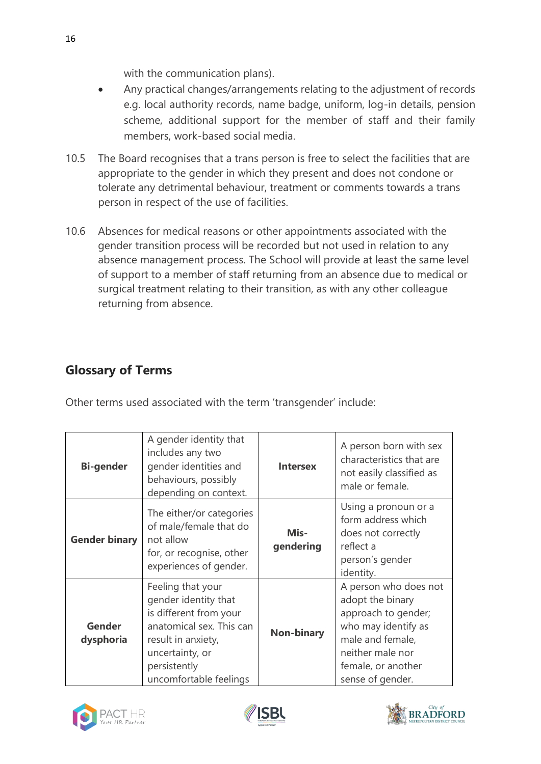with the communication plans).

- Any practical changes/arrangements relating to the adjustment of records e.g. local authority records, name badge, uniform, log-in details, pension scheme, additional support for the member of staff and their family members, work-based social media.

10.5 The Board recognises that a trans person is free to select the facilities that are appropriate to the gender in which they present and does not condone or tolerate any detrimental behaviour, treatment or comments towards a trans person in respect of the use of facilities.

10.6 Absences for medical reasons or other appointments associated with the gender transition process will be recorded but not used in relation to any absence management process. The School will provide at least the same level of support to a member of staff returning from an absence due to medical or surgical treatment relating to their transition, as with any other colleague returning from absence.

## Glossary of Terms

Other terms used associated with the term 'transgender' include:

| | | | |
|---|---|---|---|
| **Bi-gender** | A gender identity that includes any two gender identities and behaviours, possibly depending on context. | **Intersex** | A person born with sex characteristics that are not easily classified as male or female. |
| **Gender binary** | The either/or categories of male/female that do not allow for, or recognise, other experiences of gender. | **Mis-gendering** | Using a pronoun or a form address which does not correctly reflect a person's gender identity. |
| **Gender dysphoria** | Feeling that your gender identity that is different from your anatomical sex. This can result in anxiety, uncertainty, or persistently uncomfortable feelings | **Non-binary** | A person who does not adopt the binary approach to gender; who may identify as male and female, neither male nor female, or another sense of gender. |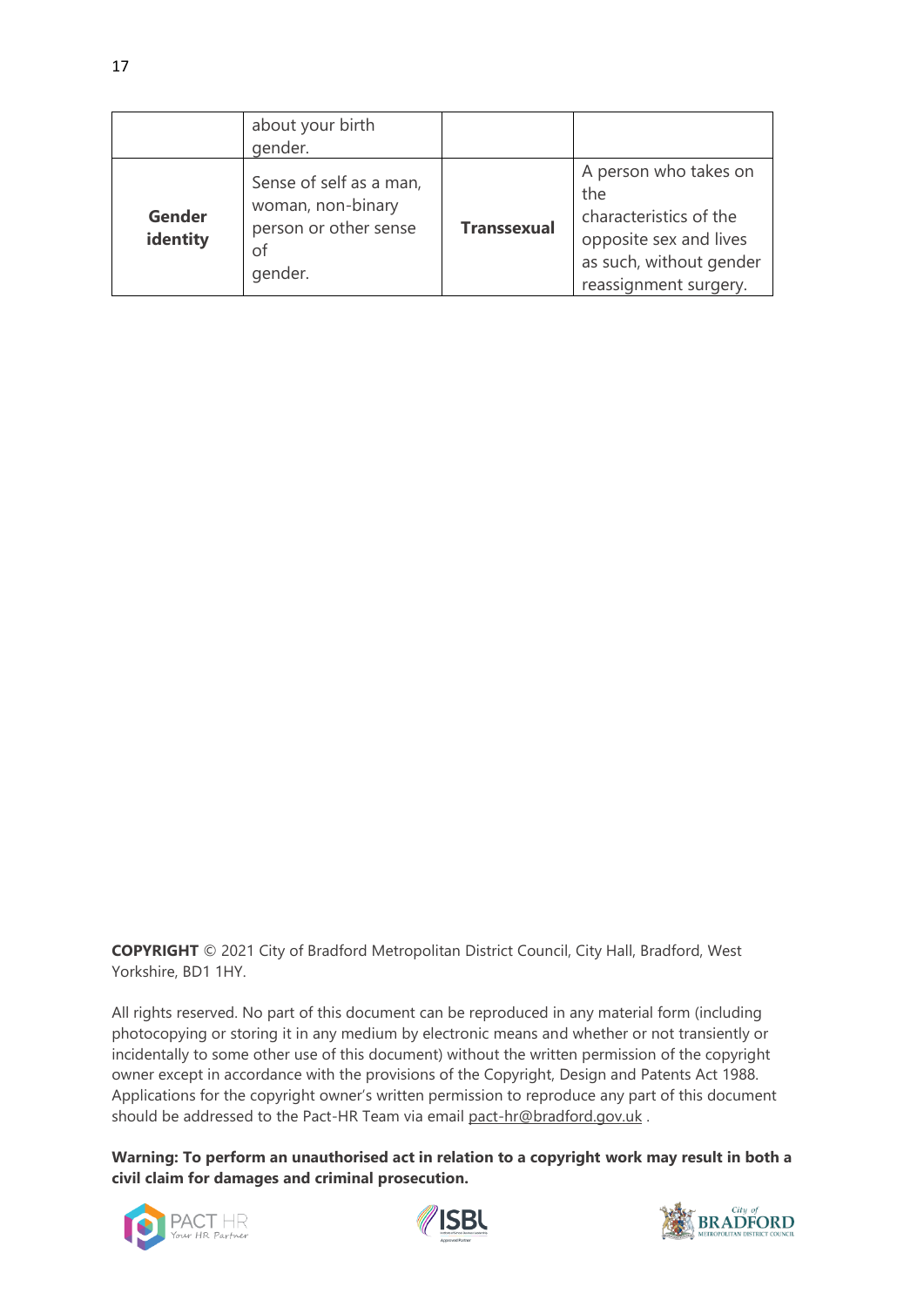| | | | |
|---|---|---|---|
| | about your birth gender. | | |
| **Gender identity** | Sense of self as a man, woman, non-binary person or other sense of gender. | **Transsexual** | A person who takes on the characteristics of the opposite sex and lives as such, without gender reassignment surgery. |

**COPYRIGHT** © 2021 City of Bradford Metropolitan District Council, City Hall, Bradford, West Yorkshire, BD1 1HY.

All rights reserved. No part of this document can be reproduced in any material form (including photocopying or storing it in any medium by electronic means and whether or not transiently or incidentally to some other use of this document) without the written permission of the copyright owner except in accordance with the provisions of the Copyright, Design and Patents Act 1988. Applications for the copyright owner's written permission to reproduce any part of this document should be addressed to the Pact-HR Team via email pact-hr@bradford.gov.uk .

**Warning: To perform an unauthorised act in relation to a copyright work may result in both a civil claim for damages and criminal prosecution.**